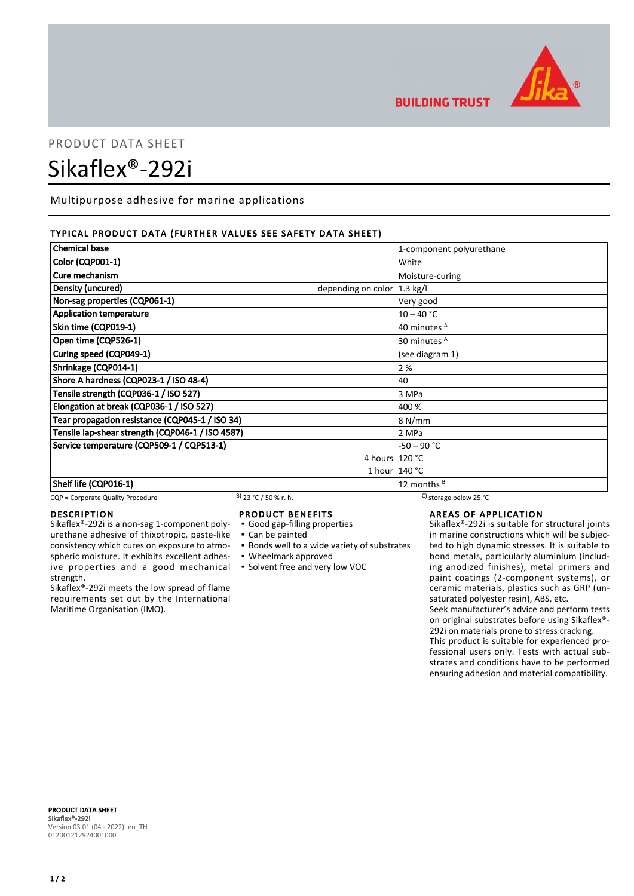PRODUCT DATA SHEET

# Sikaflex®-292i

Multipurpose adhesive for marine applications

## TYPICAL PRODUCT DATA (FURTHER VALUES SEE SAFETY DATA SHEET)

| Property | | Value |
|---|---|---|
| Chemical base | | 1-component polyurethane |
| Color (CQP001-1) | | White |
| Cure mechanism | | Moisture-curing |
| Density (uncured) | depending on color | 1.3 kg/l |
| Non-sag properties (CQP061-1) | | Very good |
| Application temperature | | 10 – 40 °C |
| Skin time (CQP019-1) | | 40 minutes [A] |
| Open time (CQP526-1) | | 30 minutes [A] |
| Curing speed (CQP049-1) | | (see diagram 1) |
| Shrinkage (CQP014-1) | | 2 % |
| Shore A hardness (CQP023-1 / ISO 48-4) | | 40 |
| Tensile strength (CQP036-1 / ISO 527) | | 3 MPa |
| Elongation at break (CQP036-1 / ISO 527) | | 400 % |
| Tear propagation resistance (CQP045-1 / ISO 34) | | 8 N/mm |
| Tensile lap-shear strength (CQP046-1 / ISO 4587) | | 2 MPa |
| Service temperature (CQP509-1 / CQP513-1) | | -50 – 90 °C |
| | 4 hours | 120 °C |
| | 1 hour | 140 °C |
| Shelf life (CQP016-1) | | 12 months [B] |

CQP = Corporate Quality Procedure B) 23 °C / 50 % r. h. C) storage below 25 °C

## DESCRIPTION

Sikaflex®-292i is a non-sag 1-component polyurethane adhesive of thixotropic, paste-like consistency which cures on exposure to atmospheric moisture. It exhibits excellent adhesive properties and a good mechanical strength.

Sikaflex®-292i meets the low spread of flame requirements set out by the International Maritime Organisation (IMO).

## PRODUCT BENEFITS

- Good gap-filling properties
- Can be painted
- Bonds well to a wide variety of substrates
- Wheelmark approved
- Solvent free and very low VOC

## AREAS OF APPLICATION

Sikaflex®-292i is suitable for structural joints in marine constructions which will be subjected to high dynamic stresses. It is suitable to bond metals, particularly aluminium (including anodized finishes), metal primers and paint coatings (2-component systems), or ceramic materials, plastics such as GRP (unsaturated polyester resin), ABS, etc.

Seek manufacturer's advice and perform tests on original substrates before using Sikaflex®-292i on materials prone to stress cracking.

This product is suitable for experienced professional users only. Tests with actual substrates and conditions have to be performed ensuring adhesion and material compatibility.

**PRODUCT DATA SHEET**
**Sikaflex®-292i**
Version 03.01 (04 - 2022), en_TH
012001212924001000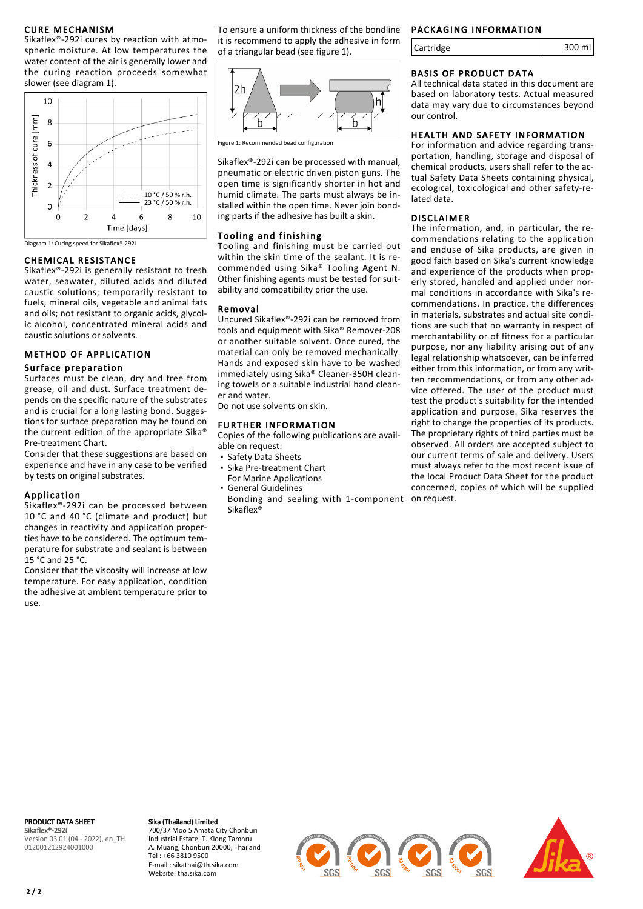## CURE MECHANISM

Sikaflex®-292i cures by reaction with atmospheric moisture. At low temperatures the water content of the air is generally lower and the curing reaction proceeds somewhat slower (see diagram 1).

Thickness of cure [mm]
10
8
6
4
2
0
0 2 4 6 8 10
Time [days]
10 °C / 50 % r.h.
23 °C / 50 % r.h.

Diagram 1: Curing speed for Sikaflex®-292i

## CHEMICAL RESISTANCE

Sikaflex®-292i is generally resistant to fresh water, seawater, diluted acids and diluted caustic solutions; temporarily resistant to fuels, mineral oils, vegetable and animal fats and oils; not resistant to organic acids, glycolic alcohol, concentrated mineral acids and caustic solutions or solvents.

## METHOD OF APPLICATION

### Surface preparation

Surfaces must be clean, dry and free from grease, oil and dust. Surface treatment depends on the specific nature of the substrates and is crucial for a long lasting bond. Suggestions for surface preparation may be found on the current edition of the appropriate Sika® Pre-treatment Chart.

Consider that these suggestions are based on experience and have in any case to be verified by tests on original substrates.

### Application

Sikaflex®-292i can be processed between 10 °C and 40 °C (climate and product) but changes in reactivity and application properties have to be considered. The optimum temperature for substrate and sealant is between 15 °C and 25 °C.

Consider that the viscosity will increase at low temperature. For easy application, condition the adhesive at ambient temperature prior to use.

To ensure a uniform thickness of the bondline it is recommend to apply the adhesive in form of a triangular bead (see figure 1).

2h
h
b
b

Figure 1: Recommended bead configuration

Sikaflex®-292i can be processed with manual, pneumatic or electric driven piston guns. The open time is significantly shorter in hot and humid climate. The parts must always be installed within the open time. Never join bonding parts if the adhesive has built a skin.

### Tooling and finishing

Tooling and finishing must be carried out within the skin time of the sealant. It is recommended using Sika® Tooling Agent N. Other finishing agents must be tested for suitability and compatibility prior the use.

### Removal

Uncured Sikaflex®-292i can be removed from tools and equipment with Sika® Remover-208 or another suitable solvent. Once cured, the material can only be removed mechanically. Hands and exposed skin have to be washed immediately using Sika® Cleaner-350H cleaning towels or a suitable industrial hand cleaner and water.

Do not use solvents on skin.

## FURTHER INFORMATION

Copies of the following publications are available on request:

- Safety Data Sheets
- Sika Pre-treatment Chart For Marine Applications
- General Guidelines Bonding and sealing with 1-component Sikaflex®

## PACKAGING INFORMATION

| | |
|---|---|
| Cartridge | 300 ml |

## BASIS OF PRODUCT DATA

All technical data stated in this document are based on laboratory tests. Actual measured data may vary due to circumstances beyond our control.

## HEALTH AND SAFETY INFORMATION

For information and advice regarding transportation, handling, storage and disposal of chemical products, users shall refer to the actual Safety Data Sheets containing physical, ecological, toxicological and other safety-related data.

## DISCLAIMER

The information, and, in particular, the recommendations relating to the application and enduse of Sika products, are given in good faith based on Sika's current knowledge and experience of the products when properly stored, handled and applied under normal conditions in accordance with Sika's recommendations. In practice, the differences in materials, substrates and actual site conditions are such that no warranty in respect of merchantability or of fitness for a particular purpose, nor any liability arising out of any legal relationship whatsoever, can be inferred either from this information, or from any written recommendations, or from any other advice offered. The user of the product must test the product's suitability for the intended application and purpose. Sika reserves the right to change the properties of its products. The proprietary rights of third parties must be observed. All orders are accepted subject to our current terms of sale and delivery. Users must always refer to the most recent issue of the local Product Data Sheet for the product concerned, copies of which will be supplied on request.

**PRODUCT DATA SHEET**
**Sikaflex®-292i**
Version 03.01 (04 - 2022), en_TH
012001212924001000

**Sika (Thailand) Limited**
700/37 Moo 5 Amata City Chonburi Industrial Estate, T. Klong Tamhru A. Muang, Chonburi 20000, Thailand
Tel : +66 3810 9500
E-mail : sikathai@th.sika.com
Website: tha.sika.com